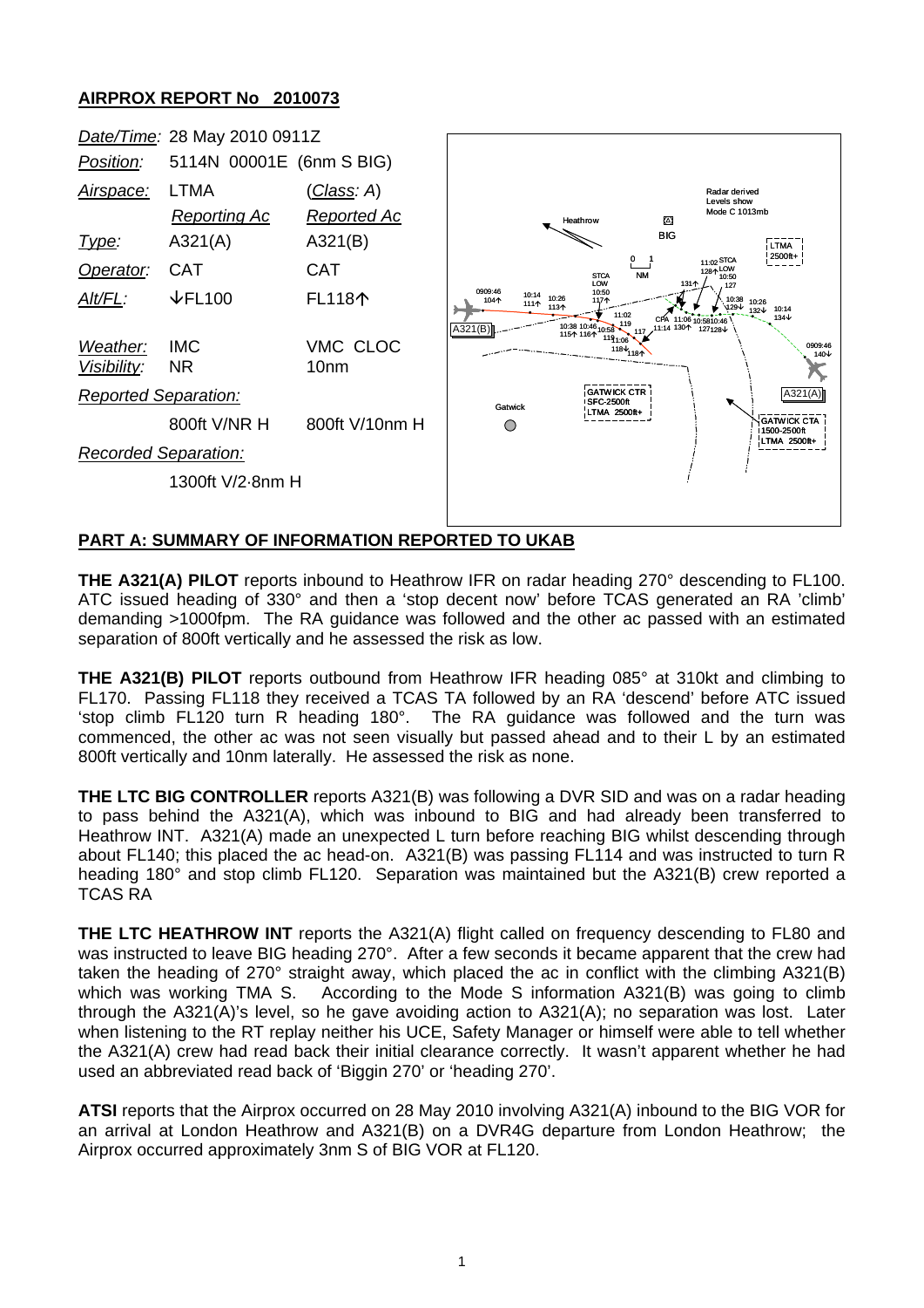## AIRPROX REPORT No 2010073

| | | |
|---|---|---|
| *Date/Time:* | 28 May 2010 0911Z | |
| *Position:* | 5114N 00001E (6nm S BIG) | |
| *Airspace:* | LTMA | (*Class*: A) |
| | *Reporting Ac* | *Reported Ac* |
| *Type:* | A321(A) | A321(B) |
| *Operator:* | CAT | CAT |
| *Alt/FL:* | ↓FL100 | FL118↑ |
| *Weather:* | IMC | VMC CLOC |
| *Visibility:* | NR | 10nm |
| *Reported Separation:* | | |
| | 800ft V/NR H | 800ft V/10nm H |
| *Recorded Separation:* | | |
| | 1300ft V/2·8nm H | |

## PART A: SUMMARY OF INFORMATION REPORTED TO UKAB

**THE A321(A) PILOT** reports inbound to Heathrow IFR on radar heading 270° descending to FL100. ATC issued heading of 330° and then a 'stop decent now' before TCAS generated an RA 'climb' demanding >1000fpm. The RA guidance was followed and the other ac passed with an estimated separation of 800ft vertically and he assessed the risk as low.

**THE A321(B) PILOT** reports outbound from Heathrow IFR heading 085° at 310kt and climbing to FL170. Passing FL118 they received a TCAS TA followed by an RA 'descend' before ATC issued 'stop climb FL120 turn R heading 180°. The RA guidance was followed and the turn was commenced, the other ac was not seen visually but passed ahead and to their L by an estimated 800ft vertically and 10nm laterally. He assessed the risk as none.

**THE LTC BIG CONTROLLER** reports A321(B) was following a DVR SID and was on a radar heading to pass behind the A321(A), which was inbound to BIG and had already been transferred to Heathrow INT. A321(A) made an unexpected L turn before reaching BIG whilst descending through about FL140; this placed the ac head-on. A321(B) was passing FL114 and was instructed to turn R heading 180° and stop climb FL120. Separation was maintained but the A321(B) crew reported a TCAS RA

**THE LTC HEATHROW INT** reports the A321(A) flight called on frequency descending to FL80 and was instructed to leave BIG heading 270°. After a few seconds it became apparent that the crew had taken the heading of 270° straight away, which placed the ac in conflict with the climbing A321(B) which was working TMA S. According to the Mode S information A321(B) was going to climb through the A321(A)'s level, so he gave avoiding action to A321(A); no separation was lost. Later when listening to the RT replay neither his UCE, Safety Manager or himself were able to tell whether the A321(A) crew had read back their initial clearance correctly. It wasn't apparent whether he had used an abbreviated read back of 'Biggin 270' or 'heading 270'.

**ATSI** reports that the Airprox occurred on 28 May 2010 involving A321(A) inbound to the BIG VOR for an arrival at London Heathrow and A321(B) on a DVR4G departure from London Heathrow; the Airprox occurred approximately 3nm S of BIG VOR at FL120.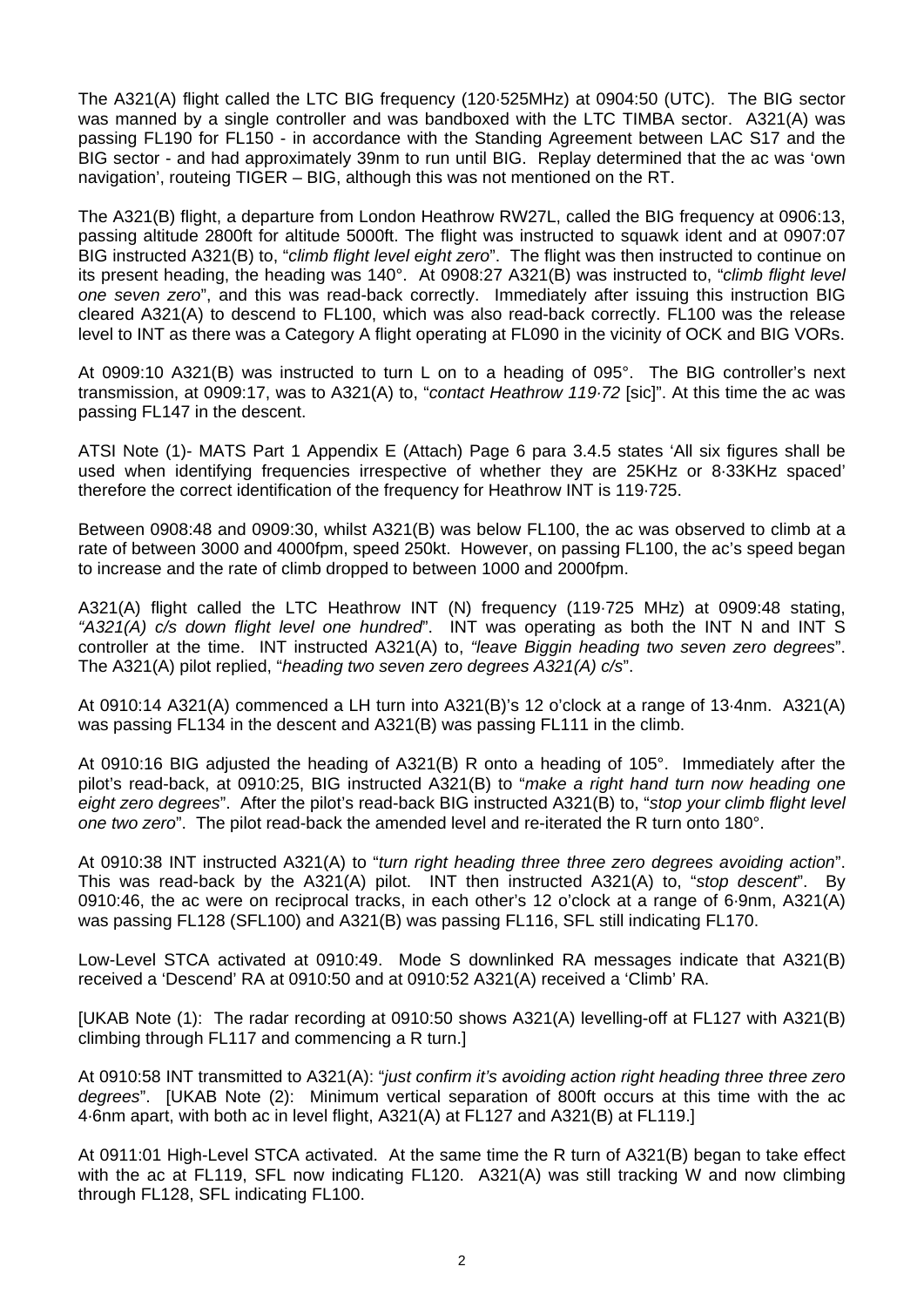The A321(A) flight called the LTC BIG frequency (120·525MHz) at 0904:50 (UTC). The BIG sector was manned by a single controller and was bandboxed with the LTC TIMBA sector. A321(A) was passing FL190 for FL150 - in accordance with the Standing Agreement between LAC S17 and the BIG sector - and had approximately 39nm to run until BIG. Replay determined that the ac was 'own navigation', routeing TIGER – BIG, although this was not mentioned on the RT.

The A321(B) flight, a departure from London Heathrow RW27L, called the BIG frequency at 0906:13, passing altitude 2800ft for altitude 5000ft. The flight was instructed to squawk ident and at 0907:07 BIG instructed A321(B) to, "*climb flight level eight zero*". The flight was then instructed to continue on its present heading, the heading was 140°. At 0908:27 A321(B) was instructed to, "*climb flight level one seven zero*", and this was read-back correctly. Immediately after issuing this instruction BIG cleared A321(A) to descend to FL100, which was also read-back correctly. FL100 was the release level to INT as there was a Category A flight operating at FL090 in the vicinity of OCK and BIG VORs.

At 0909:10 A321(B) was instructed to turn L on to a heading of 095°. The BIG controller's next transmission, at 0909:17, was to A321(A) to, "*contact Heathrow 119·72* [sic]". At this time the ac was passing FL147 in the descent.

ATSI Note (1)- MATS Part 1 Appendix E (Attach) Page 6 para 3.4.5 states 'All six figures shall be used when identifying frequencies irrespective of whether they are 25KHz or 8·33KHz spaced' therefore the correct identification of the frequency for Heathrow INT is 119·725.

Between 0908:48 and 0909:30, whilst A321(B) was below FL100, the ac was observed to climb at a rate of between 3000 and 4000fpm, speed 250kt. However, on passing FL100, the ac's speed began to increase and the rate of climb dropped to between 1000 and 2000fpm.

A321(A) flight called the LTC Heathrow INT (N) frequency (119·725 MHz) at 0909:48 stating, *"A321(A) c/s down flight level one hundred*". INT was operating as both the INT N and INT S controller at the time. INT instructed A321(A) to, *"leave Biggin heading two seven zero degrees*". The A321(A) pilot replied, "*heading two seven zero degrees A321(A) c/s*".

At 0910:14 A321(A) commenced a LH turn into A321(B)'s 12 o'clock at a range of 13·4nm. A321(A) was passing FL134 in the descent and A321(B) was passing FL111 in the climb.

At 0910:16 BIG adjusted the heading of A321(B) R onto a heading of 105°. Immediately after the pilot's read-back, at 0910:25, BIG instructed A321(B) to "*make a right hand turn now heading one eight zero degrees*". After the pilot's read-back BIG instructed A321(B) to, "*stop your climb flight level one two zero*". The pilot read-back the amended level and re-iterated the R turn onto 180°.

At 0910:38 INT instructed A321(A) to "*turn right heading three three zero degrees avoiding action*". This was read-back by the A321(A) pilot. INT then instructed A321(A) to, "*stop descent*". By 0910:46, the ac were on reciprocal tracks, in each other's 12 o'clock at a range of 6·9nm, A321(A) was passing FL128 (SFL100) and A321(B) was passing FL116, SFL still indicating FL170.

Low-Level STCA activated at 0910:49. Mode S downlinked RA messages indicate that A321(B) received a 'Descend' RA at 0910:50 and at 0910:52 A321(A) received a 'Climb' RA.

[UKAB Note (1): The radar recording at 0910:50 shows A321(A) levelling-off at FL127 with A321(B) climbing through FL117 and commencing a R turn.]

At 0910:58 INT transmitted to A321(A): "*just confirm it's avoiding action right heading three three zero degrees*". [UKAB Note (2): Minimum vertical separation of 800ft occurs at this time with the ac 4·6nm apart, with both ac in level flight, A321(A) at FL127 and A321(B) at FL119.]

At 0911:01 High-Level STCA activated. At the same time the R turn of A321(B) began to take effect with the ac at FL119, SFL now indicating FL120. A321(A) was still tracking W and now climbing through FL128, SFL indicating FL100.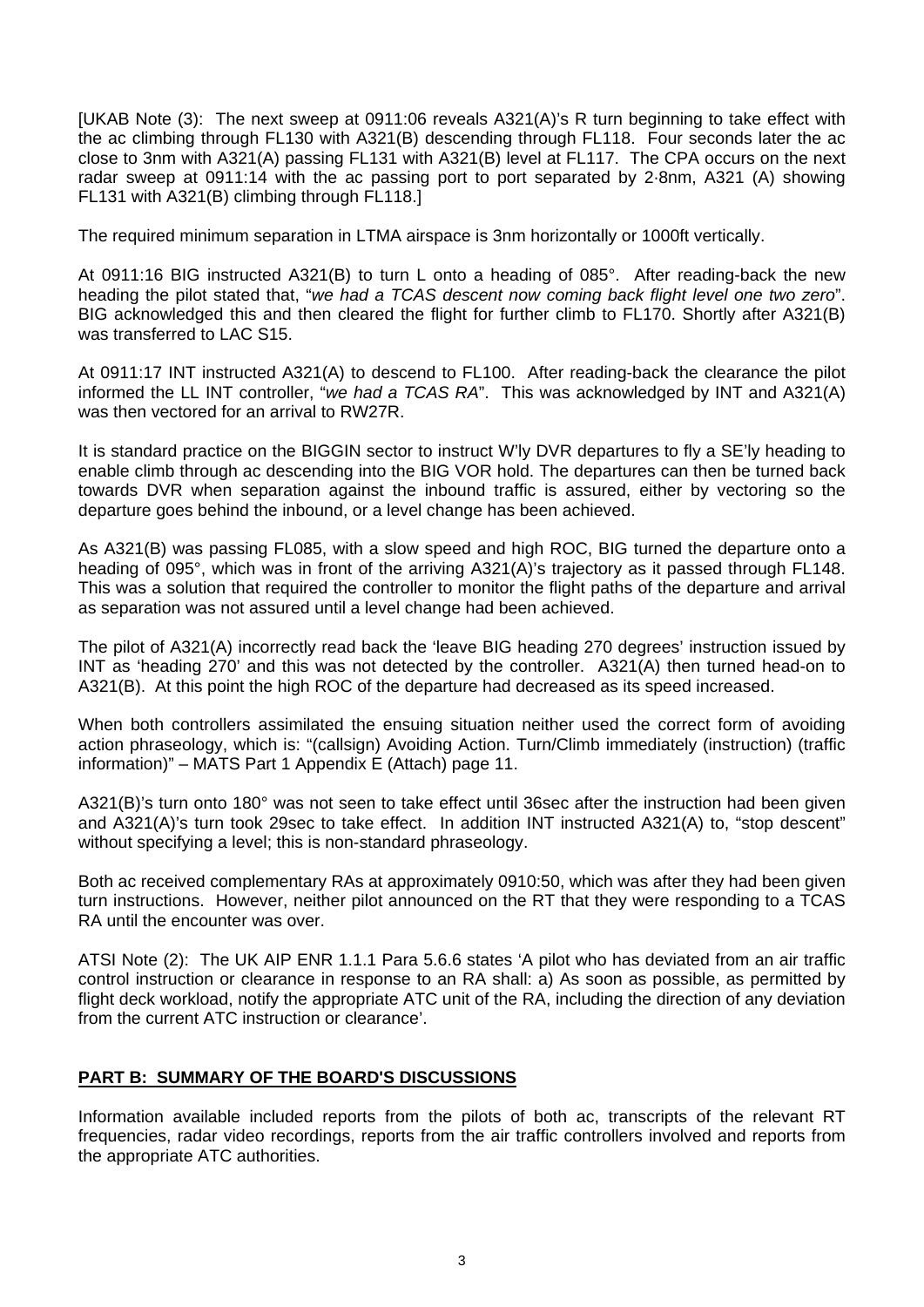[UKAB Note (3): The next sweep at 0911:06 reveals A321(A)'s R turn beginning to take effect with the ac climbing through FL130 with A321(B) descending through FL118. Four seconds later the ac close to 3nm with A321(A) passing FL131 with A321(B) level at FL117. The CPA occurs on the next radar sweep at 0911:14 with the ac passing port to port separated by 2·8nm, A321 (A) showing FL131 with A321(B) climbing through FL118.]

The required minimum separation in LTMA airspace is 3nm horizontally or 1000ft vertically.

At 0911:16 BIG instructed A321(B) to turn L onto a heading of 085°. After reading-back the new heading the pilot stated that, "*we had a TCAS descent now coming back flight level one two zero*". BIG acknowledged this and then cleared the flight for further climb to FL170. Shortly after A321(B) was transferred to LAC S15.

At 0911:17 INT instructed A321(A) to descend to FL100. After reading-back the clearance the pilot informed the LL INT controller, "*we had a TCAS RA*". This was acknowledged by INT and A321(A) was then vectored for an arrival to RW27R.

It is standard practice on the BIGGIN sector to instruct W'ly DVR departures to fly a SE'ly heading to enable climb through ac descending into the BIG VOR hold. The departures can then be turned back towards DVR when separation against the inbound traffic is assured, either by vectoring so the departure goes behind the inbound, or a level change has been achieved.

As A321(B) was passing FL085, with a slow speed and high ROC, BIG turned the departure onto a heading of 095°, which was in front of the arriving A321(A)'s trajectory as it passed through FL148. This was a solution that required the controller to monitor the flight paths of the departure and arrival as separation was not assured until a level change had been achieved.

The pilot of A321(A) incorrectly read back the 'leave BIG heading 270 degrees' instruction issued by INT as 'heading 270' and this was not detected by the controller. A321(A) then turned head-on to A321(B). At this point the high ROC of the departure had decreased as its speed increased.

When both controllers assimilated the ensuing situation neither used the correct form of avoiding action phraseology, which is: "(callsign) Avoiding Action. Turn/Climb immediately (instruction) (traffic information)" – MATS Part 1 Appendix E (Attach) page 11.

A321(B)'s turn onto 180° was not seen to take effect until 36sec after the instruction had been given and A321(A)'s turn took 29sec to take effect. In addition INT instructed A321(A) to, "stop descent" without specifying a level; this is non-standard phraseology.

Both ac received complementary RAs at approximately 0910:50, which was after they had been given turn instructions. However, neither pilot announced on the RT that they were responding to a TCAS RA until the encounter was over.

ATSI Note (2): The UK AIP ENR 1.1.1 Para 5.6.6 states 'A pilot who has deviated from an air traffic control instruction or clearance in response to an RA shall: a) As soon as possible, as permitted by flight deck workload, notify the appropriate ATC unit of the RA, including the direction of any deviation from the current ATC instruction or clearance'.

## PART B: SUMMARY OF THE BOARD'S DISCUSSIONS

Information available included reports from the pilots of both ac, transcripts of the relevant RT frequencies, radar video recordings, reports from the air traffic controllers involved and reports from the appropriate ATC authorities.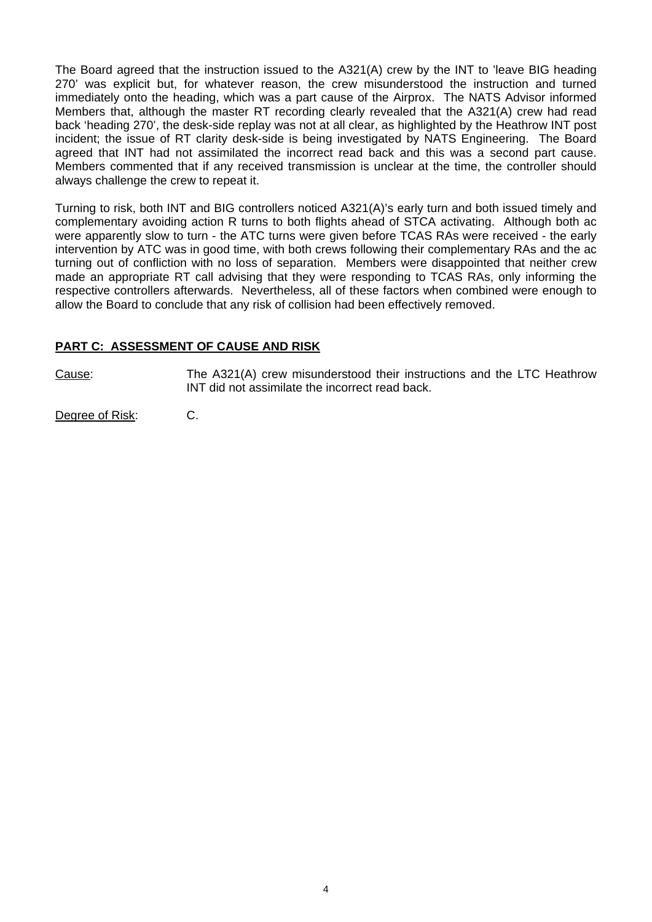The Board agreed that the instruction issued to the A321(A) crew by the INT to 'leave BIG heading 270' was explicit but, for whatever reason, the crew misunderstood the instruction and turned immediately onto the heading, which was a part cause of the Airprox. The NATS Advisor informed Members that, although the master RT recording clearly revealed that the A321(A) crew had read back 'heading 270', the desk-side replay was not at all clear, as highlighted by the Heathrow INT post incident; the issue of RT clarity desk-side is being investigated by NATS Engineering. The Board agreed that INT had not assimilated the incorrect read back and this was a second part cause. Members commented that if any received transmission is unclear at the time, the controller should always challenge the crew to repeat it.

Turning to risk, both INT and BIG controllers noticed A321(A)'s early turn and both issued timely and complementary avoiding action R turns to both flights ahead of STCA activating. Although both ac were apparently slow to turn - the ATC turns were given before TCAS RAs were received - the early intervention by ATC was in good time, with both crews following their complementary RAs and the ac turning out of confliction with no loss of separation. Members were disappointed that neither crew made an appropriate RT call advising that they were responding to TCAS RAs, only informing the respective controllers afterwards. Nevertheless, all of these factors when combined were enough to allow the Board to conclude that any risk of collision had been effectively removed.

## PART C: ASSESSMENT OF CAUSE AND RISK

Cause: The A321(A) crew misunderstood their instructions and the LTC Heathrow INT did not assimilate the incorrect read back.

Degree of Risk: C.